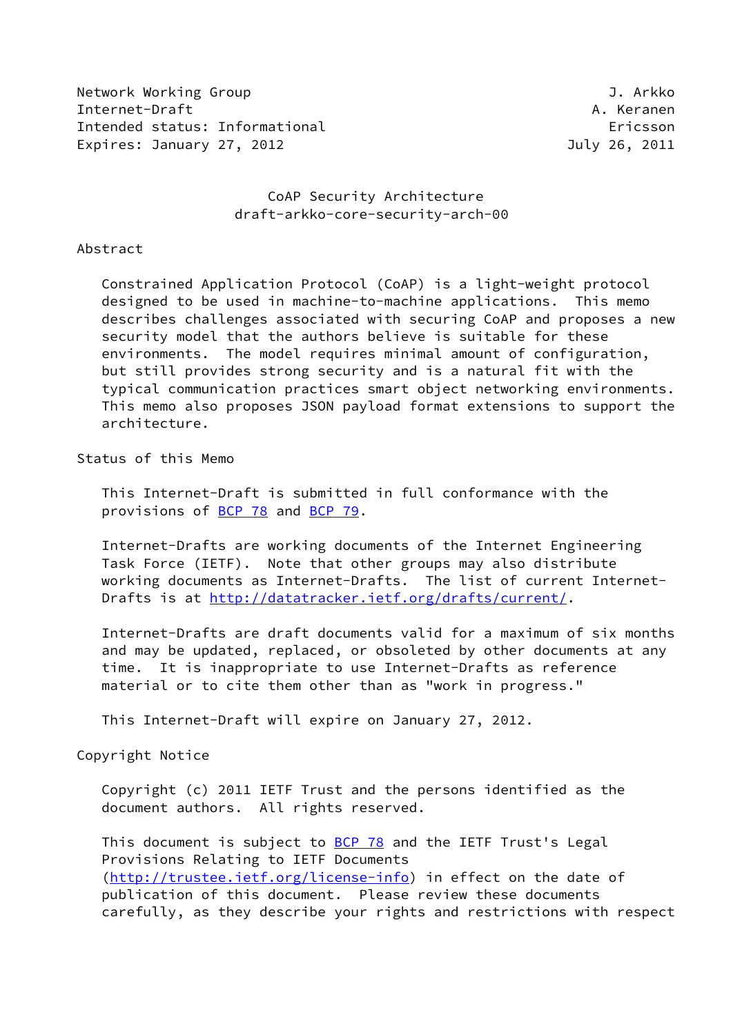Network Working Group J. Arkko
Internet-Draft A. Keranen
Intended status: Informational Ericsson
Expires: January 27, 2012 July 26, 2011

# CoAP Security Architecture
## draft-arkko-core-security-arch-00

## Abstract

Constrained Application Protocol (CoAP) is a light-weight protocol designed to be used in machine-to-machine applications. This memo describes challenges associated with securing CoAP and proposes a new security model that the authors believe is suitable for these environments. The model requires minimal amount of configuration, but still provides strong security and is a natural fit with the typical communication practices smart object networking environments. This memo also proposes JSON payload format extensions to support the architecture.

## Status of this Memo

This Internet-Draft is submitted in full conformance with the provisions of BCP 78 and BCP 79.

Internet-Drafts are working documents of the Internet Engineering Task Force (IETF). Note that other groups may also distribute working documents as Internet-Drafts. The list of current Internet-Drafts is at http://datatracker.ietf.org/drafts/current/.

Internet-Drafts are draft documents valid for a maximum of six months and may be updated, replaced, or obsoleted by other documents at any time. It is inappropriate to use Internet-Drafts as reference material or to cite them other than as "work in progress."

This Internet-Draft will expire on January 27, 2012.

## Copyright Notice

Copyright (c) 2011 IETF Trust and the persons identified as the document authors. All rights reserved.

This document is subject to BCP 78 and the IETF Trust's Legal Provisions Relating to IETF Documents (http://trustee.ietf.org/license-info) in effect on the date of publication of this document. Please review these documents carefully, as they describe your rights and restrictions with respect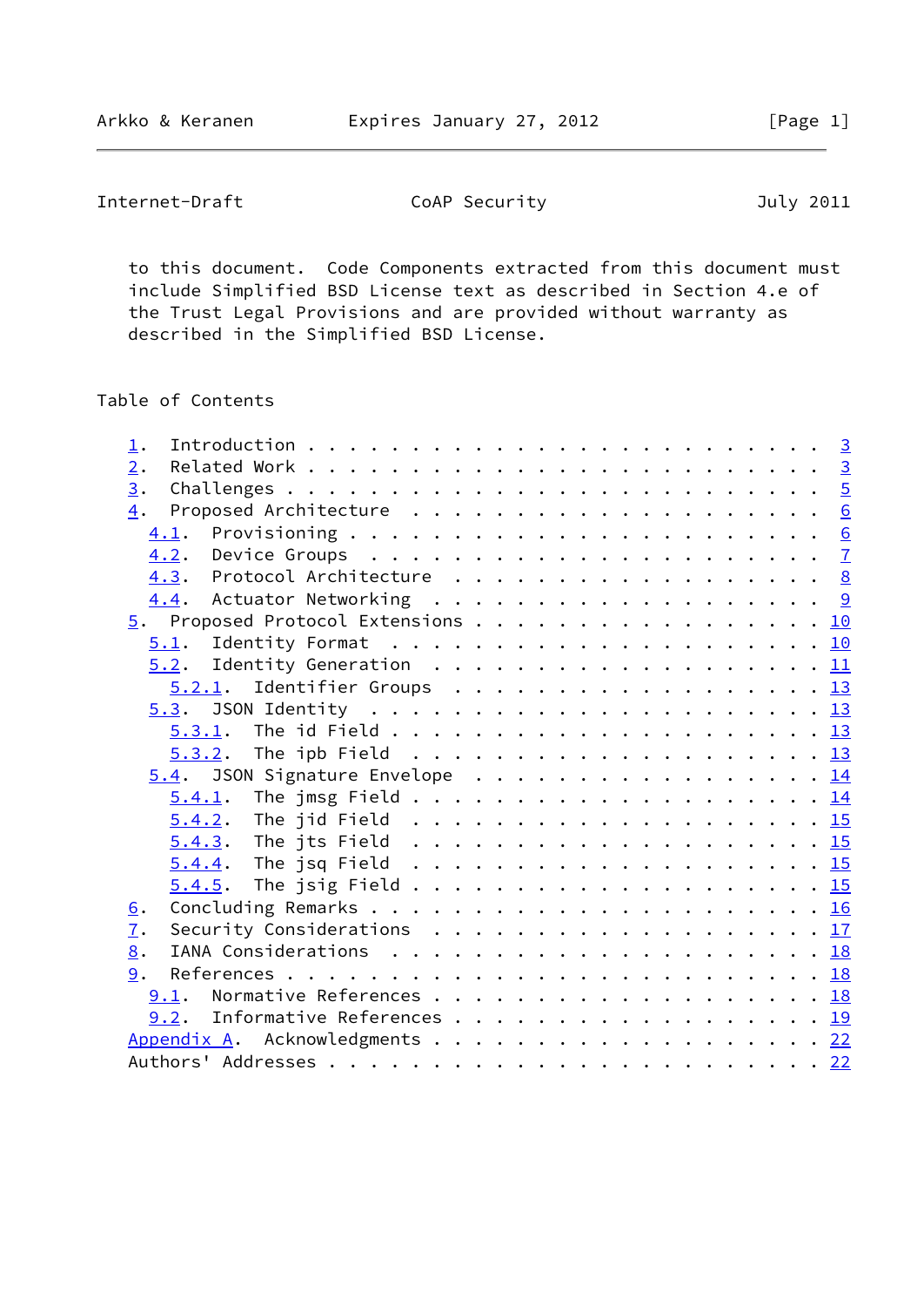to this document. Code Components extracted from this document must include Simplified BSD License text as described in Section 4.e of the Trust Legal Provisions and are provided without warranty as described in the Simplified BSD License.

## Table of Contents

- 1. Introduction . . . . . . . . . . . . . . . . . . . . . . . . . 3
- 2. Related Work . . . . . . . . . . . . . . . . . . . . . . . . . 3
- 3. Challenges . . . . . . . . . . . . . . . . . . . . . . . . . . 5
- 4. Proposed Architecture . . . . . . . . . . . . . . . . . . . . 6
  - 4.1. Provisioning . . . . . . . . . . . . . . . . . . . . . . . 6
  - 4.2. Device Groups . . . . . . . . . . . . . . . . . . . . . . 7
  - 4.3. Protocol Architecture . . . . . . . . . . . . . . . . . . 8
  - 4.4. Actuator Networking . . . . . . . . . . . . . . . . . . . 9
- 5. Proposed Protocol Extensions . . . . . . . . . . . . . . . . . 10
  - 5.1. Identity Format . . . . . . . . . . . . . . . . . . . . . 10
  - 5.2. Identity Generation . . . . . . . . . . . . . . . . . . . 11
    - 5.2.1. Identifier Groups . . . . . . . . . . . . . . . . . . 13
  - 5.3. JSON Identity . . . . . . . . . . . . . . . . . . . . . . 13
    - 5.3.1. The id Field . . . . . . . . . . . . . . . . . . . . . 13
    - 5.3.2. The ipb Field . . . . . . . . . . . . . . . . . . . . 13
  - 5.4. JSON Signature Envelope . . . . . . . . . . . . . . . . . 14
    - 5.4.1. The jmsg Field . . . . . . . . . . . . . . . . . . . . 14
    - 5.4.2. The jid Field . . . . . . . . . . . . . . . . . . . . 15
    - 5.4.3. The jts Field . . . . . . . . . . . . . . . . . . . . 15
    - 5.4.4. The jsq Field . . . . . . . . . . . . . . . . . . . . 15
    - 5.4.5. The jsig Field . . . . . . . . . . . . . . . . . . . . 15
- 6. Concluding Remarks . . . . . . . . . . . . . . . . . . . . . . 16
- 7. Security Considerations . . . . . . . . . . . . . . . . . . . 17
- 8. IANA Considerations . . . . . . . . . . . . . . . . . . . . . 18
- 9. References . . . . . . . . . . . . . . . . . . . . . . . . . . 18
  - 9.1. Normative References . . . . . . . . . . . . . . . . . . . 18
  - 9.2. Informative References . . . . . . . . . . . . . . . . . . 19
- Appendix A. Acknowledgments . . . . . . . . . . . . . . . . . . . 22
- Authors' Addresses . . . . . . . . . . . . . . . . . . . . . . . . 22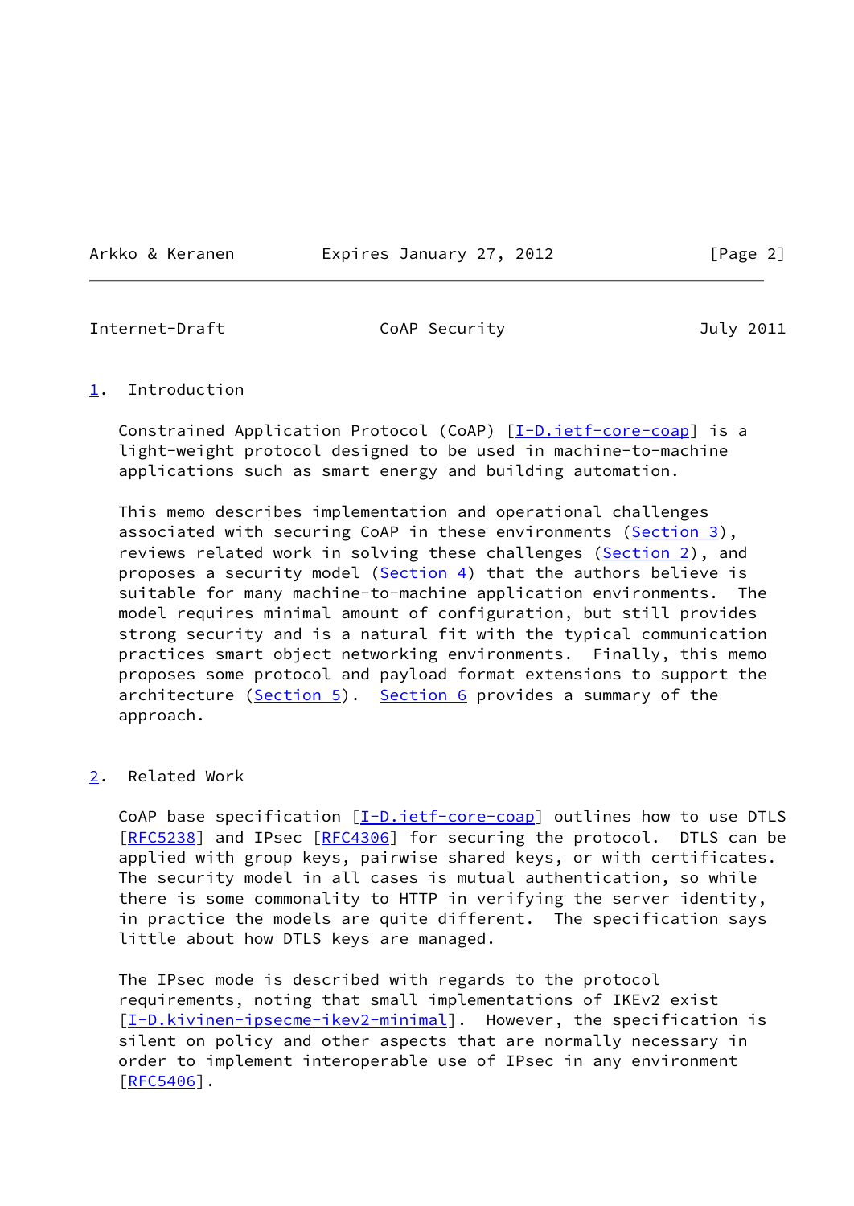## 1. Introduction

Constrained Application Protocol (CoAP) [I-D.ietf-core-coap] is a light-weight protocol designed to be used in machine-to-machine applications such as smart energy and building automation.

This memo describes implementation and operational challenges associated with securing CoAP in these environments (Section 3), reviews related work in solving these challenges (Section 2), and proposes a security model (Section 4) that the authors believe is suitable for many machine-to-machine application environments. The model requires minimal amount of configuration, but still provides strong security and is a natural fit with the typical communication practices smart object networking environments. Finally, this memo proposes some protocol and payload format extensions to support the architecture (Section 5). Section 6 provides a summary of the approach.

## 2. Related Work

CoAP base specification [I-D.ietf-core-coap] outlines how to use DTLS [RFC5238] and IPsec [RFC4306] for securing the protocol. DTLS can be applied with group keys, pairwise shared keys, or with certificates. The security model in all cases is mutual authentication, so while there is some commonality to HTTP in verifying the server identity, in practice the models are quite different. The specification says little about how DTLS keys are managed.

The IPsec mode is described with regards to the protocol requirements, noting that small implementations of IKEv2 exist [I-D.kivinen-ipsecme-ikev2-minimal]. However, the specification is silent on policy and other aspects that are normally necessary in order to implement interoperable use of IPsec in any environment [RFC5406].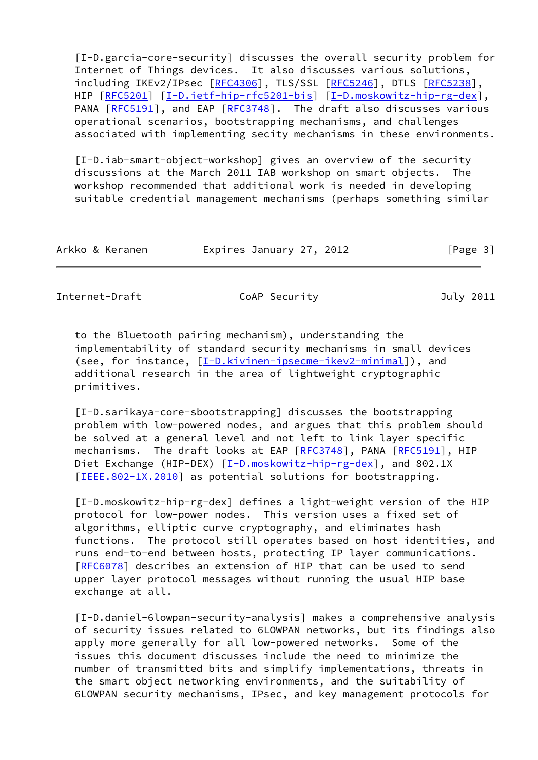[I-D.garcia-core-security] discusses the overall security problem for Internet of Things devices. It also discusses various solutions, including IKEv2/IPsec [RFC4306], TLS/SSL [RFC5246], DTLS [RFC5238], HIP [RFC5201] [I-D.ietf-hip-rfc5201-bis] [I-D.moskowitz-hip-rg-dex], PANA [RFC5191], and EAP [RFC3748]. The draft also discusses various operational scenarios, bootstrapping mechanisms, and challenges associated with implementing secity mechanisms in these environments.

[I-D.iab-smart-object-workshop] gives an overview of the security discussions at the March 2011 IAB workshop on smart objects. The workshop recommended that additional work is needed in developing suitable credential management mechanisms (perhaps something similar to the Bluetooth pairing mechanism), understanding the implementability of standard security mechanisms in small devices (see, for instance, [I-D.kivinen-ipsecme-ikev2-minimal]), and additional research in the area of lightweight cryptographic primitives.

[I-D.sarikaya-core-sbootstrapping] discusses the bootstrapping problem with low-powered nodes, and argues that this problem should be solved at a general level and not left to link layer specific mechanisms. The draft looks at EAP [RFC3748], PANA [RFC5191], HIP Diet Exchange (HIP-DEX) [I-D.moskowitz-hip-rg-dex], and 802.1X [IEEE.802-1X.2010] as potential solutions for bootstrapping.

[I-D.moskowitz-hip-rg-dex] defines a light-weight version of the HIP protocol for low-power nodes. This version uses a fixed set of algorithms, elliptic curve cryptography, and eliminates hash functions. The protocol still operates based on host identities, and runs end-to-end between hosts, protecting IP layer communications. [RFC6078] describes an extension of HIP that can be used to send upper layer protocol messages without running the usual HIP base exchange at all.

[I-D.daniel-6lowpan-security-analysis] makes a comprehensive analysis of security issues related to 6LOWPAN networks, but its findings also apply more generally for all low-powered networks. Some of the issues this document discusses include the need to minimize the number of transmitted bits and simplify implementations, threats in the smart object networking environments, and the suitability of 6LOWPAN security mechanisms, IPsec, and key management protocols for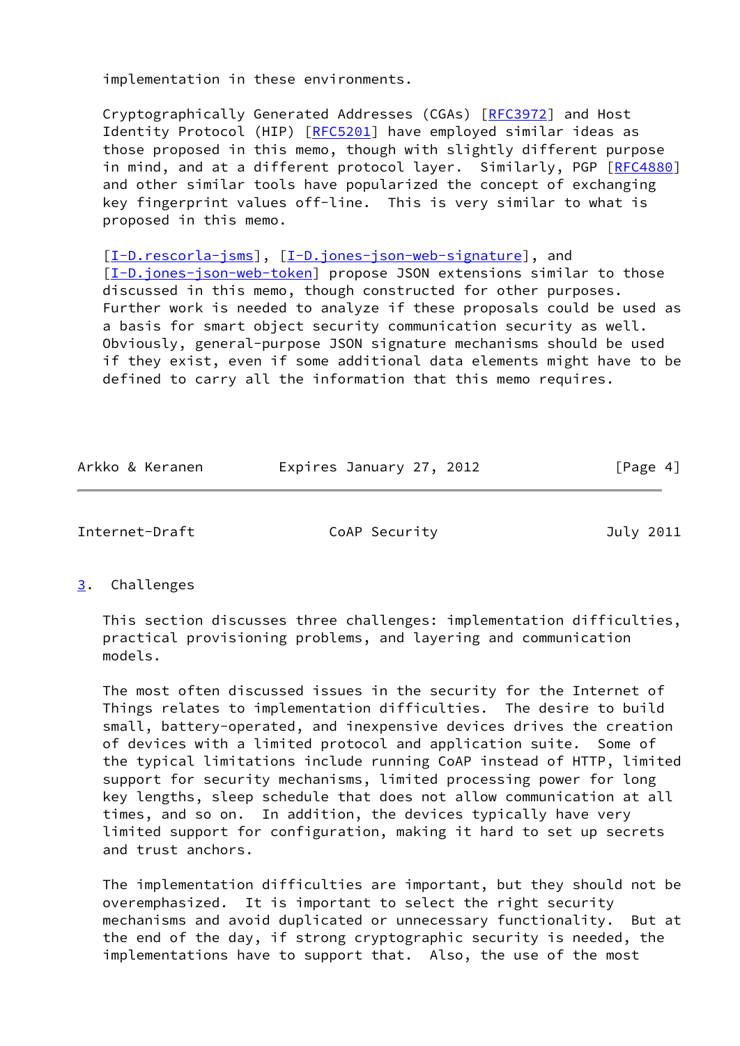implementation in these environments.

Cryptographically Generated Addresses (CGAs) [RFC3972] and Host Identity Protocol (HIP) [RFC5201] have employed similar ideas as those proposed in this memo, though with slightly different purpose in mind, and at a different protocol layer. Similarly, PGP [RFC4880] and other similar tools have popularized the concept of exchanging key fingerprint values off-line. This is very similar to what is proposed in this memo.

[I-D.rescorla-jsms], [I-D.jones-json-web-signature], and [I-D.jones-json-web-token] propose JSON extensions similar to those discussed in this memo, though constructed for other purposes. Further work is needed to analyze if these proposals could be used as a basis for smart object security communication security as well. Obviously, general-purpose JSON signature mechanisms should be used if they exist, even if some additional data elements might have to be defined to carry all the information that this memo requires.

## 3. Challenges

This section discusses three challenges: implementation difficulties, practical provisioning problems, and layering and communication models.

The most often discussed issues in the security for the Internet of Things relates to implementation difficulties. The desire to build small, battery-operated, and inexpensive devices drives the creation of devices with a limited protocol and application suite. Some of the typical limitations include running CoAP instead of HTTP, limited support for security mechanisms, limited processing power for long key lengths, sleep schedule that does not allow communication at all times, and so on. In addition, the devices typically have very limited support for configuration, making it hard to set up secrets and trust anchors.

The implementation difficulties are important, but they should not be overemphasized. It is important to select the right security mechanisms and avoid duplicated or unnecessary functionality. But at the end of the day, if strong cryptographic security is needed, the implementations have to support that. Also, the use of the most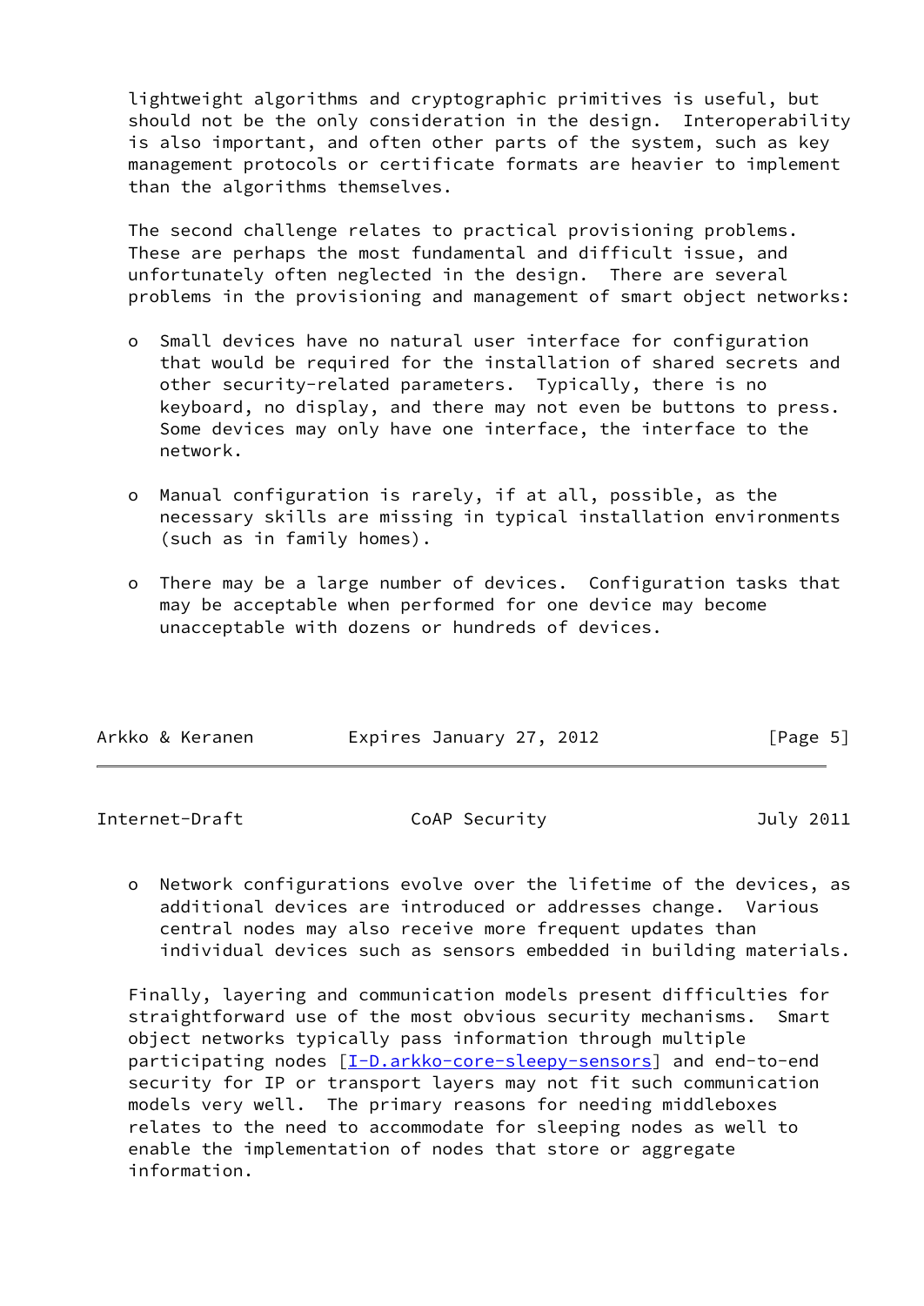lightweight algorithms and cryptographic primitives is useful, but should not be the only consideration in the design. Interoperability is also important, and often other parts of the system, such as key management protocols or certificate formats are heavier to implement than the algorithms themselves.

The second challenge relates to practical provisioning problems. These are perhaps the most fundamental and difficult issue, and unfortunately often neglected in the design. There are several problems in the provisioning and management of smart object networks:

- Small devices have no natural user interface for configuration that would be required for the installation of shared secrets and other security-related parameters. Typically, there is no keyboard, no display, and there may not even be buttons to press. Some devices may only have one interface, the interface to the network.

- Manual configuration is rarely, if at all, possible, as the necessary skills are missing in typical installation environments (such as in family homes).

- There may be a large number of devices. Configuration tasks that may be acceptable when performed for one device may become unacceptable with dozens or hundreds of devices.

- Network configurations evolve over the lifetime of the devices, as additional devices are introduced or addresses change. Various central nodes may also receive more frequent updates than individual devices such as sensors embedded in building materials.

Finally, layering and communication models present difficulties for straightforward use of the most obvious security mechanisms. Smart object networks typically pass information through multiple participating nodes [I-D.arkko-core-sleepy-sensors] and end-to-end security for IP or transport layers may not fit such communication models very well. The primary reasons for needing middleboxes relates to the need to accommodate for sleeping nodes as well to enable the implementation of nodes that store or aggregate information.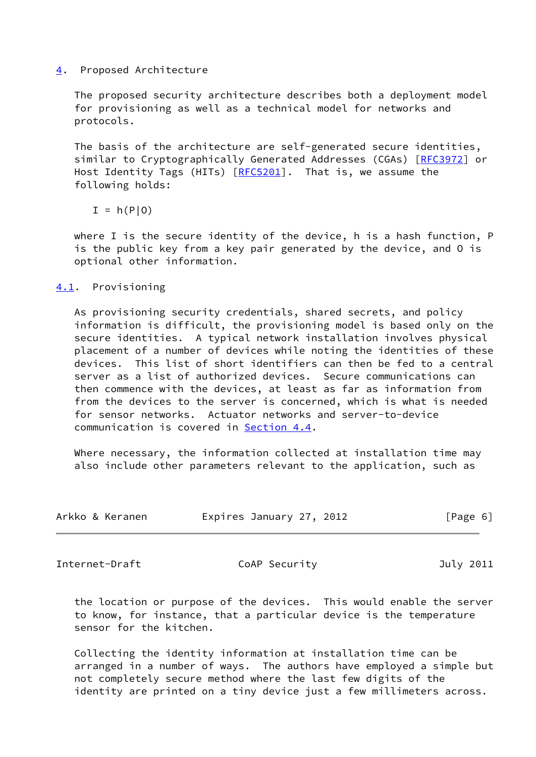## 4. Proposed Architecture

The proposed security architecture describes both a deployment model for provisioning as well as a technical model for networks and protocols.

The basis of the architecture are self-generated secure identities, similar to Cryptographically Generated Addresses (CGAs) [RFC3972] or Host Identity Tags (HITs) [RFC5201]. That is, we assume the following holds:

$$I = h(P|O)$$

where I is the secure identity of the device, h is a hash function, P is the public key from a key pair generated by the device, and O is optional other information.

### 4.1. Provisioning

As provisioning security credentials, shared secrets, and policy information is difficult, the provisioning model is based only on the secure identities. A typical network installation involves physical placement of a number of devices while noting the identities of these devices. This list of short identifiers can then be fed to a central server as a list of authorized devices. Secure communications can then commence with the devices, at least as far as information from from the devices to the server is concerned, which is what is needed for sensor networks. Actuator networks and server-to-device communication is covered in Section 4.4.

Where necessary, the information collected at installation time may also include other parameters relevant to the application, such as the location or purpose of the devices. This would enable the server to know, for instance, that a particular device is the temperature sensor for the kitchen.

Collecting the identity information at installation time can be arranged in a number of ways. The authors have employed a simple but not completely secure method where the last few digits of the identity are printed on a tiny device just a few millimeters across.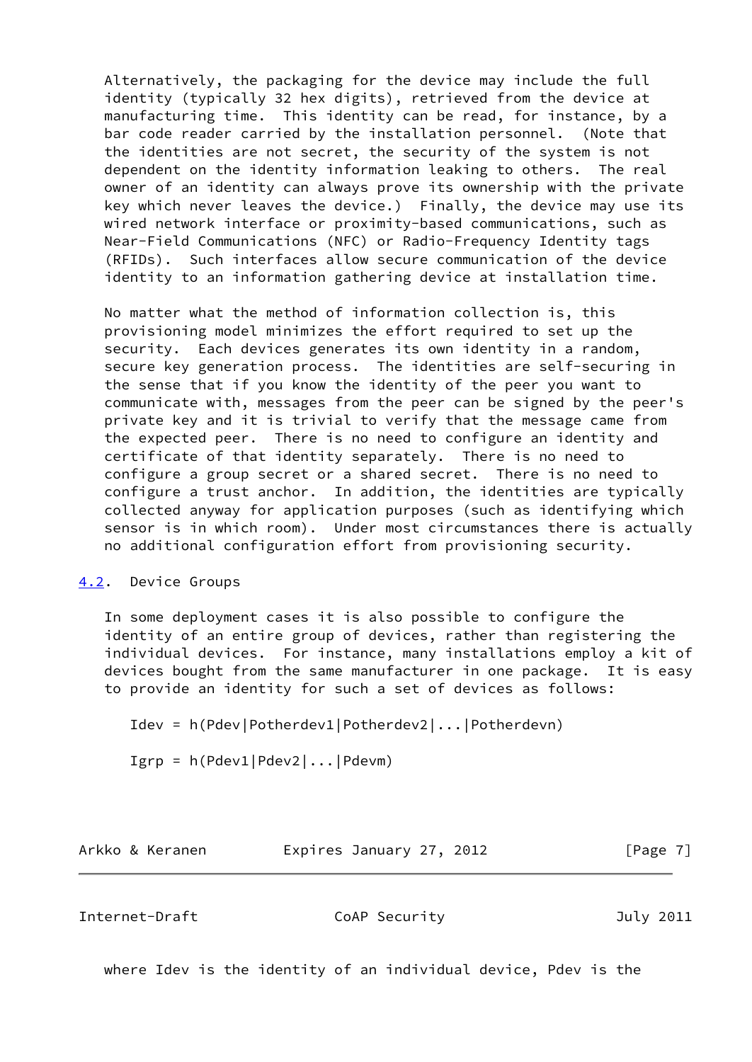Alternatively, the packaging for the device may include the full identity (typically 32 hex digits), retrieved from the device at manufacturing time. This identity can be read, for instance, by a bar code reader carried by the installation personnel. (Note that the identities are not secret, the security of the system is not dependent on the identity information leaking to others. The real owner of an identity can always prove its ownership with the private key which never leaves the device.) Finally, the device may use its wired network interface or proximity-based communications, such as Near-Field Communications (NFC) or Radio-Frequency Identity tags (RFIDs). Such interfaces allow secure communication of the device identity to an information gathering device at installation time.

No matter what the method of information collection is, this provisioning model minimizes the effort required to set up the security. Each devices generates its own identity in a random, secure key generation process. The identities are self-securing in the sense that if you know the identity of the peer you want to communicate with, messages from the peer can be signed by the peer's private key and it is trivial to verify that the message came from the expected peer. There is no need to configure an identity and certificate of that identity separately. There is no need to configure a group secret or a shared secret. There is no need to configure a trust anchor. In addition, the identities are typically collected anyway for application purposes (such as identifying which sensor is in which room). Under most circumstances there is actually no additional configuration effort from provisioning security.

## 4.2. Device Groups

In some deployment cases it is also possible to configure the identity of an entire group of devices, rather than registering the individual devices. For instance, many installations employ a kit of devices bought from the same manufacturer in one package. It is easy to provide an identity for such a set of devices as follows:

```
Idev = h(Pdev|Potherdev1|Potherdev2|...|Potherdevn)

Igrp = h(Pdev1|Pdev2|...|Pdevm)
```

where Idev is the identity of an individual device, Pdev is the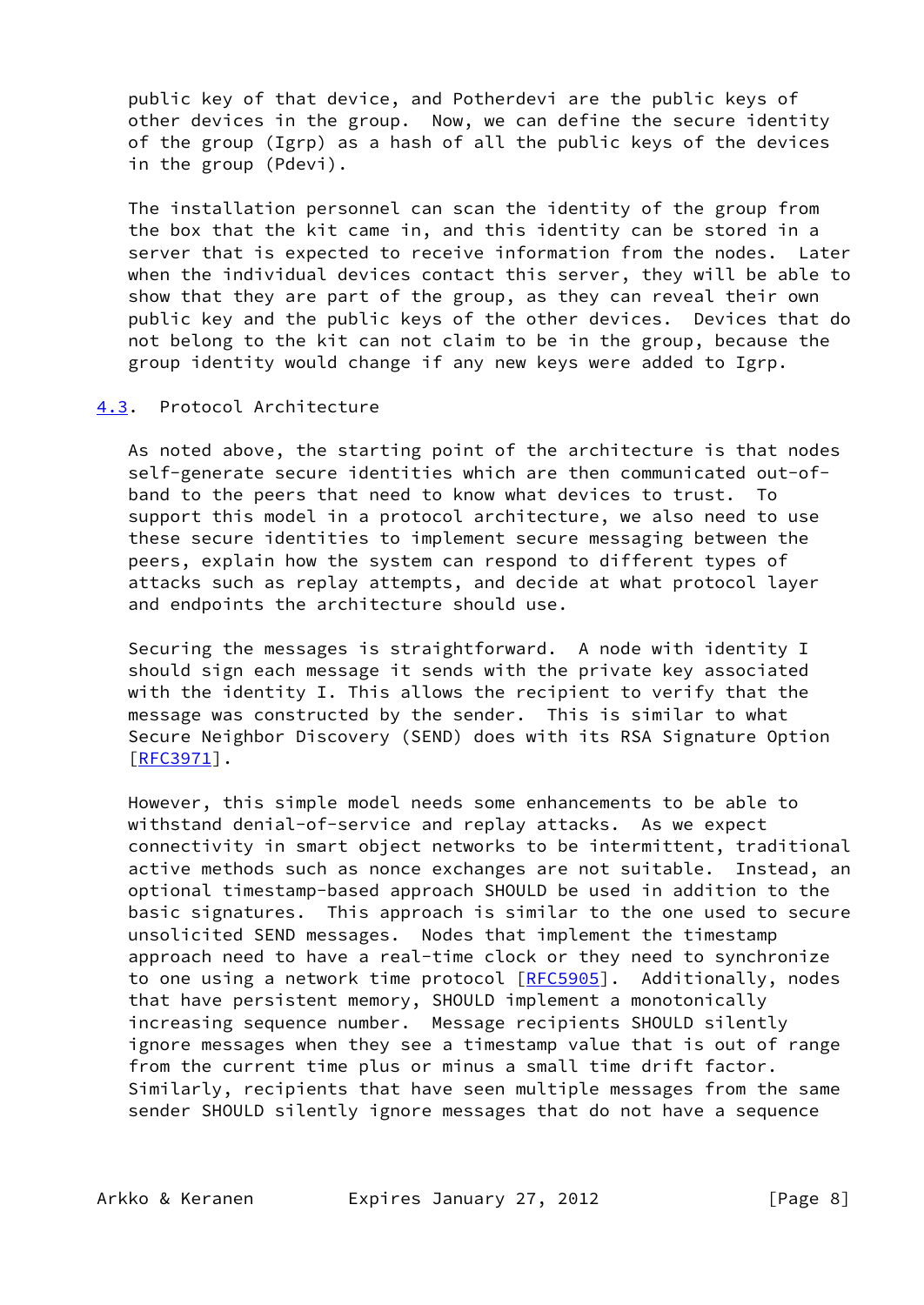public key of that device, and Potherdevi are the public keys of other devices in the group. Now, we can define the secure identity of the group (Igrp) as a hash of all the public keys of the devices in the group (Pdevi).

The installation personnel can scan the identity of the group from the box that the kit came in, and this identity can be stored in a server that is expected to receive information from the nodes. Later when the individual devices contact this server, they will be able to show that they are part of the group, as they can reveal their own public key and the public keys of the other devices. Devices that do not belong to the kit can not claim to be in the group, because the group identity would change if any new keys were added to Igrp.

## 4.3. Protocol Architecture

As noted above, the starting point of the architecture is that nodes self-generate secure identities which are then communicated out-of-band to the peers that need to know what devices to trust. To support this model in a protocol architecture, we also need to use these secure identities to implement secure messaging between the peers, explain how the system can respond to different types of attacks such as replay attempts, and decide at what protocol layer and endpoints the architecture should use.

Securing the messages is straightforward. A node with identity I should sign each message it sends with the private key associated with the identity I. This allows the recipient to verify that the message was constructed by the sender. This is similar to what Secure Neighbor Discovery (SEND) does with its RSA Signature Option [RFC3971].

However, this simple model needs some enhancements to be able to withstand denial-of-service and replay attacks. As we expect connectivity in smart object networks to be intermittent, traditional active methods such as nonce exchanges are not suitable. Instead, an optional timestamp-based approach SHOULD be used in addition to the basic signatures. This approach is similar to the one used to secure unsolicited SEND messages. Nodes that implement the timestamp approach need to have a real-time clock or they need to synchronize to one using a network time protocol [RFC5905]. Additionally, nodes that have persistent memory, SHOULD implement a monotonically increasing sequence number. Message recipients SHOULD silently ignore messages when they see a timestamp value that is out of range from the current time plus or minus a small time drift factor. Similarly, recipients that have seen multiple messages from the same sender SHOULD silently ignore messages that do not have a sequence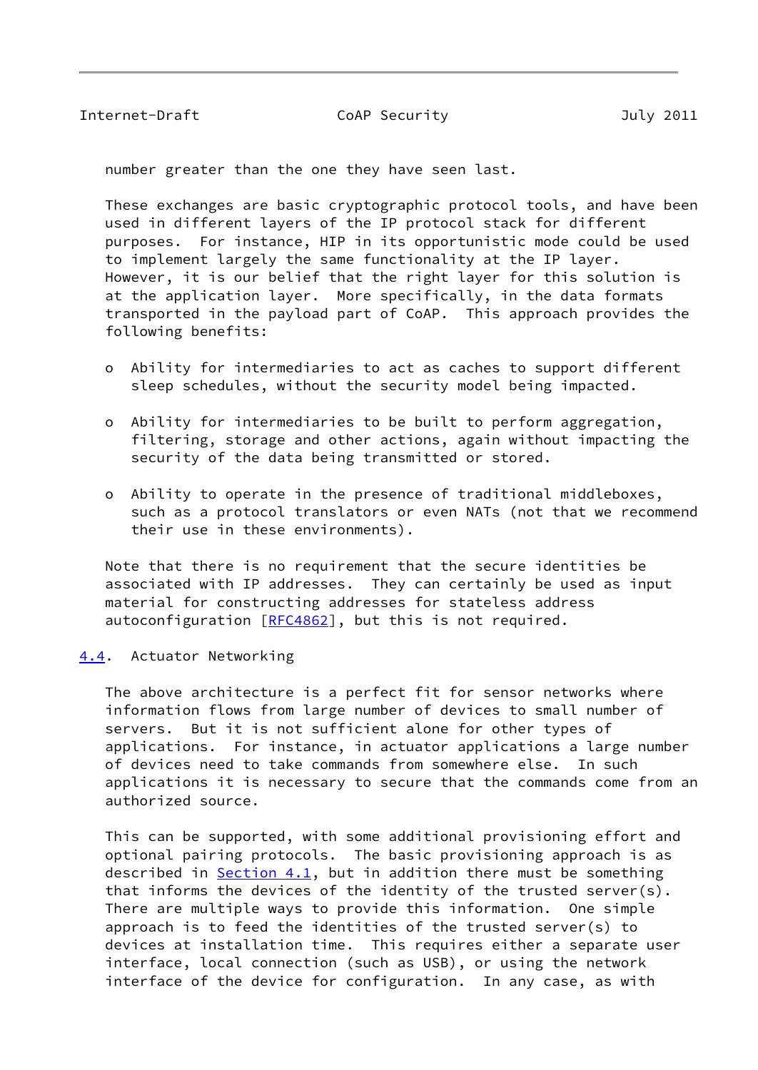number greater than the one they have seen last.

These exchanges are basic cryptographic protocol tools, and have been used in different layers of the IP protocol stack for different purposes. For instance, HIP in its opportunistic mode could be used to implement largely the same functionality at the IP layer. However, it is our belief that the right layer for this solution is at the application layer. More specifically, in the data formats transported in the payload part of CoAP. This approach provides the following benefits:

- Ability for intermediaries to act as caches to support different sleep schedules, without the security model being impacted.

- Ability for intermediaries to be built to perform aggregation, filtering, storage and other actions, again without impacting the security of the data being transmitted or stored.

- Ability to operate in the presence of traditional middleboxes, such as a protocol translators or even NATs (not that we recommend their use in these environments).

Note that there is no requirement that the secure identities be associated with IP addresses. They can certainly be used as input material for constructing addresses for stateless address autoconfiguration [RFC4862], but this is not required.

### 4.4. Actuator Networking

The above architecture is a perfect fit for sensor networks where information flows from large number of devices to small number of servers. But it is not sufficient alone for other types of applications. For instance, in actuator applications a large number of devices need to take commands from somewhere else. In such applications it is necessary to secure that the commands come from an authorized source.

This can be supported, with some additional provisioning effort and optional pairing protocols. The basic provisioning approach is as described in Section 4.1, but in addition there must be something that informs the devices of the identity of the trusted server(s). There are multiple ways to provide this information. One simple approach is to feed the identities of the trusted server(s) to devices at installation time. This requires either a separate user interface, local connection (such as USB), or using the network interface of the device for configuration. In any case, as with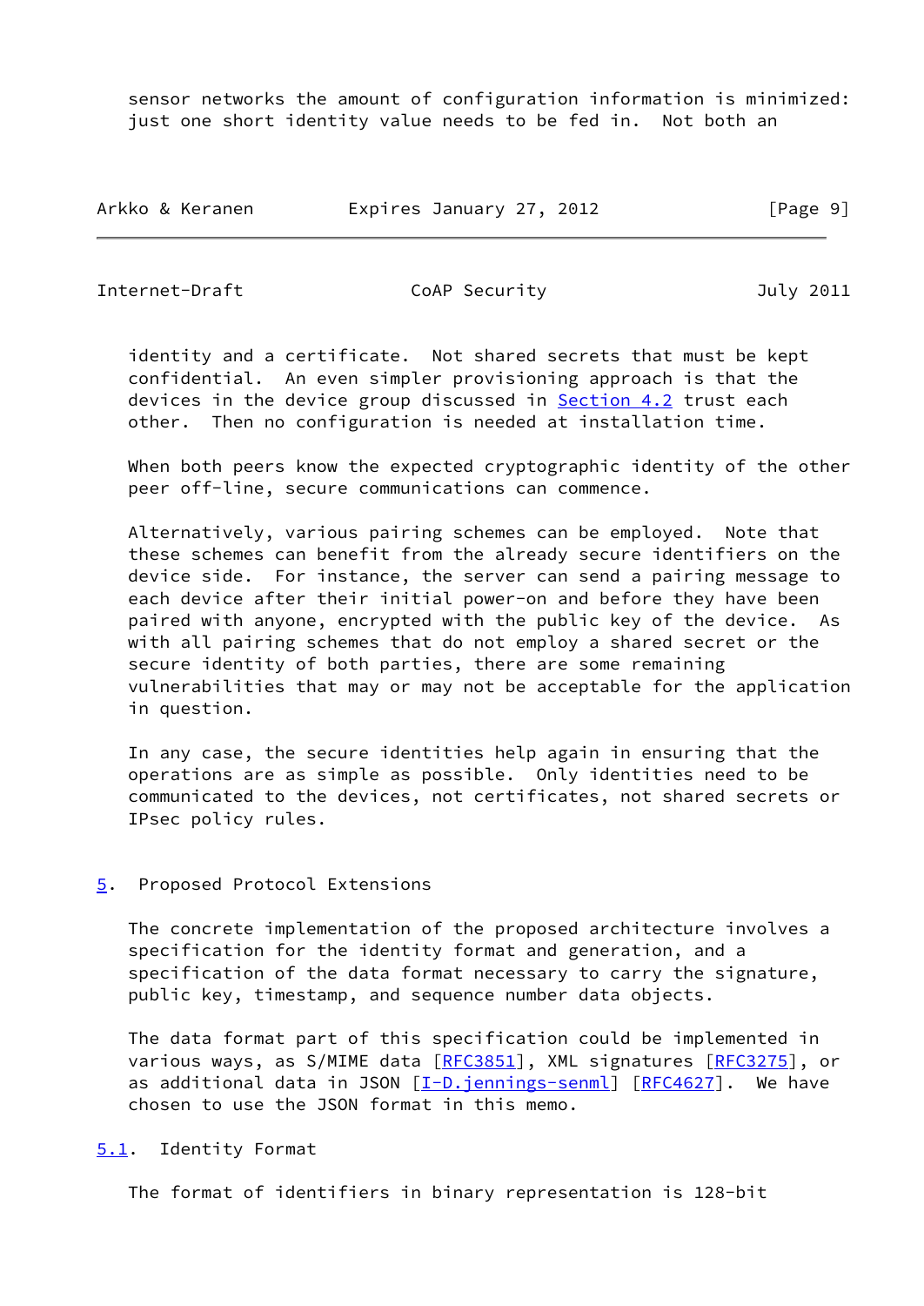sensor networks the amount of configuration information is minimized: just one short identity value needs to be fed in. Not both an identity and a certificate. Not shared secrets that must be kept confidential. An even simpler provisioning approach is that the devices in the device group discussed in Section 4.2 trust each other. Then no configuration is needed at installation time.

When both peers know the expected cryptographic identity of the other peer off-line, secure communications can commence.

Alternatively, various pairing schemes can be employed. Note that these schemes can benefit from the already secure identifiers on the device side. For instance, the server can send a pairing message to each device after their initial power-on and before they have been paired with anyone, encrypted with the public key of the device. As with all pairing schemes that do not employ a shared secret or the secure identity of both parties, there are some remaining vulnerabilities that may or may not be acceptable for the application in question.

In any case, the secure identities help again in ensuring that the operations are as simple as possible. Only identities need to be communicated to the devices, not certificates, not shared secrets or IPsec policy rules.

## 5. Proposed Protocol Extensions

The concrete implementation of the proposed architecture involves a specification for the identity format and generation, and a specification of the data format necessary to carry the signature, public key, timestamp, and sequence number data objects.

The data format part of this specification could be implemented in various ways, as S/MIME data [RFC3851], XML signatures [RFC3275], or as additional data in JSON [I-D.jennings-senml] [RFC4627]. We have chosen to use the JSON format in this memo.

### 5.1. Identity Format

The format of identifiers in binary representation is 128-bit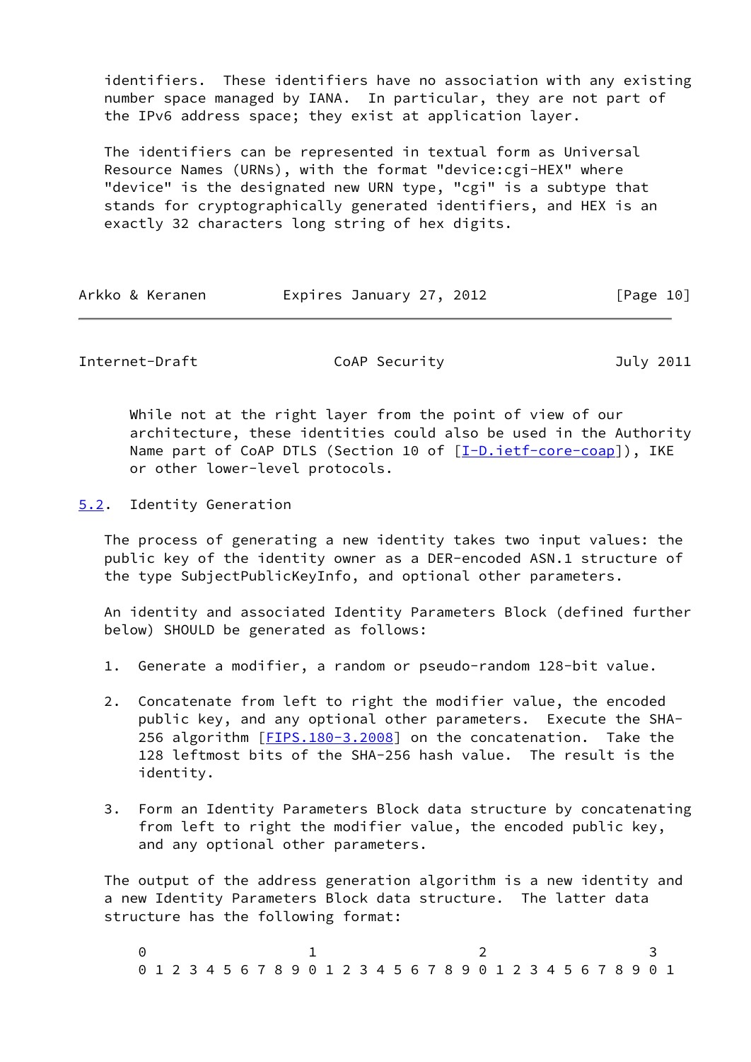identifiers. These identifiers have no association with any existing number space managed by IANA. In particular, they are not part of the IPv6 address space; they exist at application layer.

The identifiers can be represented in textual form as Universal Resource Names (URNs), with the format "device:cgi-HEX" where "device" is the designated new URN type, "cgi" is a subtype that stands for cryptographically generated identifiers, and HEX is an exactly 32 characters long string of hex digits.

> While not at the right layer from the point of view of our architecture, these identities could also be used in the Authority Name part of CoAP DTLS (Section 10 of [I-D.ietf-core-coap]), IKE or other lower-level protocols.

## 5.2. Identity Generation

The process of generating a new identity takes two input values: the public key of the identity owner as a DER-encoded ASN.1 structure of the type SubjectPublicKeyInfo, and optional other parameters.

An identity and associated Identity Parameters Block (defined further below) SHOULD be generated as follows:

1. Generate a modifier, a random or pseudo-random 128-bit value.

2. Concatenate from left to right the modifier value, the encoded public key, and any optional other parameters. Execute the SHA-256 algorithm [FIPS.180-3.2008] on the concatenation. Take the 128 leftmost bits of the SHA-256 hash value. The result is the identity.

3. Form an Identity Parameters Block data structure by concatenating from left to right the modifier value, the encoded public key, and any optional other parameters.

The output of the address generation algorithm is a new identity and a new Identity Parameters Block data structure. The latter data structure has the following format:

```
 0                   1                   2                   3
 0 1 2 3 4 5 6 7 8 9 0 1 2 3 4 5 6 7 8 9 0 1 2 3 4 5 6 7 8 9 0 1
```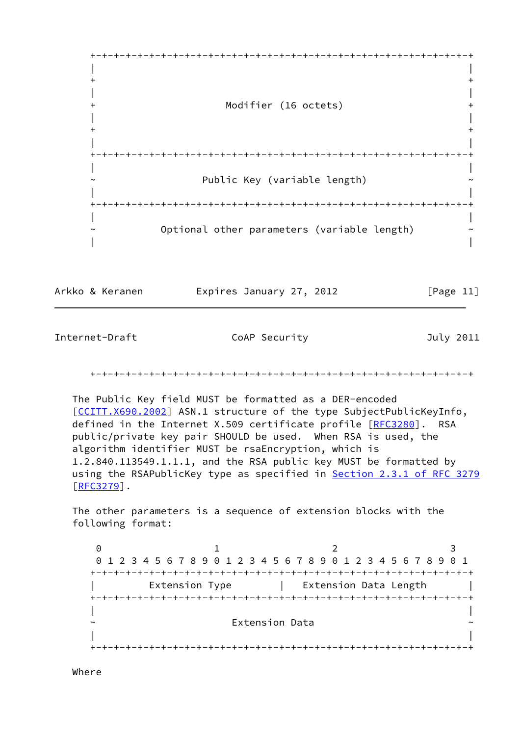```
+-+-+-+-+-+-+-+-+-+-+-+-+-+-+-+-+-+-+-+-+-+-+-+-+-+-+-+-+-+-+-+-+
|                                                               |
+                                                               +
|                                                               |
+                      Modifier (16 octets)                     +
|                                                               |
+                                                               +
|                                                               |
+-+-+-+-+-+-+-+-+-+-+-+-+-+-+-+-+-+-+-+-+-+-+-+-+-+-+-+-+-+-+-+-+
|                                                               |
~                  Public Key (variable length)                 ~
|                                                               |
+-+-+-+-+-+-+-+-+-+-+-+-+-+-+-+-+-+-+-+-+-+-+-+-+-+-+-+-+-+-+-+-+
|                                                               |
~           Optional other parameters (variable length)         ~
|                                                               |
+-+-+-+-+-+-+-+-+-+-+-+-+-+-+-+-+-+-+-+-+-+-+-+-+-+-+-+-+-+-+-+-+
```

The Public Key field MUST be formatted as a DER-encoded [CCITT.X690.2002] ASN.1 structure of the type SubjectPublicKeyInfo, defined in the Internet X.509 certificate profile [RFC3280]. RSA public/private key pair SHOULD be used. When RSA is used, the algorithm identifier MUST be rsaEncryption, which is 1.2.840.113549.1.1.1, and the RSA public key MUST be formatted by using the RSAPublicKey type as specified in Section 2.3.1 of RFC 3279 [RFC3279].

The other parameters is a sequence of extension blocks with the following format:

```
 0                   1                   2                   3
 0 1 2 3 4 5 6 7 8 9 0 1 2 3 4 5 6 7 8 9 0 1 2 3 4 5 6 7 8 9 0 1
+-+-+-+-+-+-+-+-+-+-+-+-+-+-+-+-+-+-+-+-+-+-+-+-+-+-+-+-+-+-+-+-+
|         Extension Type        |   Extension Data Length       |
+-+-+-+-+-+-+-+-+-+-+-+-+-+-+-+-+-+-+-+-+-+-+-+-+-+-+-+-+-+-+-+-+
|                                                               |
~                         Extension Data                        ~
|                                                               |
+-+-+-+-+-+-+-+-+-+-+-+-+-+-+-+-+-+-+-+-+-+-+-+-+-+-+-+-+-+-+-+-+
```

Where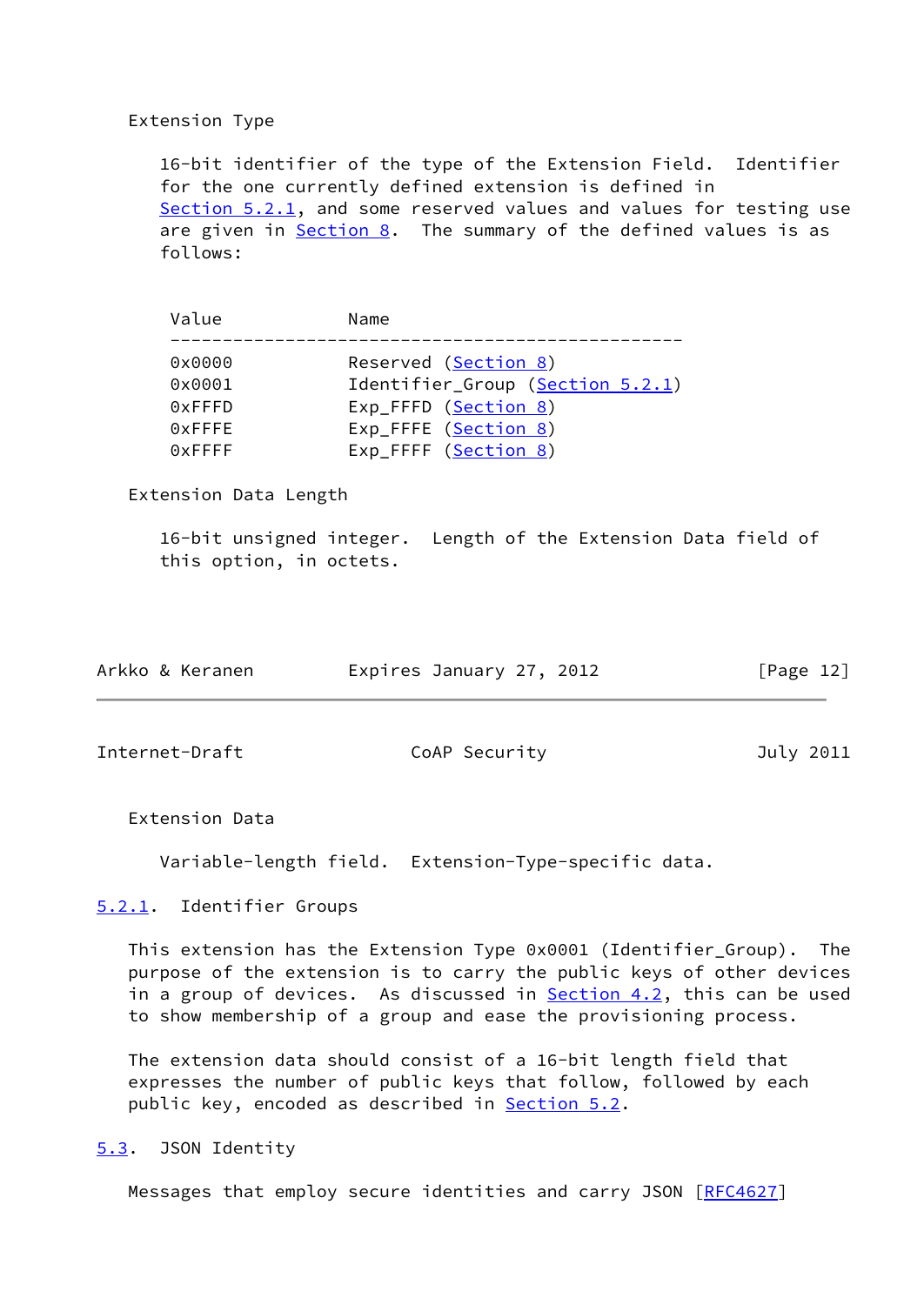Extension Type

16-bit identifier of the type of the Extension Field. Identifier for the one currently defined extension is defined in Section 5.2.1, and some reserved values and values for testing use are given in Section 8. The summary of the defined values is as follows:

| Value | Name |
|---|---|
| 0x0000 | Reserved (Section 8) |
| 0x0001 | Identifier_Group (Section 5.2.1) |
| 0xFFFD | Exp_FFFD (Section 8) |
| 0xFFFE | Exp_FFFE (Section 8) |
| 0xFFFF | Exp_FFFF (Section 8) |

Extension Data Length

16-bit unsigned integer. Length of the Extension Data field of this option, in octets.

Extension Data

Variable-length field. Extension-Type-specific data.

### 5.2.1. Identifier Groups

This extension has the Extension Type 0x0001 (Identifier_Group). The purpose of the extension is to carry the public keys of other devices in a group of devices. As discussed in Section 4.2, this can be used to show membership of a group and ease the provisioning process.

The extension data should consist of a 16-bit length field that expresses the number of public keys that follow, followed by each public key, encoded as described in Section 5.2.

## 5.3. JSON Identity

Messages that employ secure identities and carry JSON [RFC4627]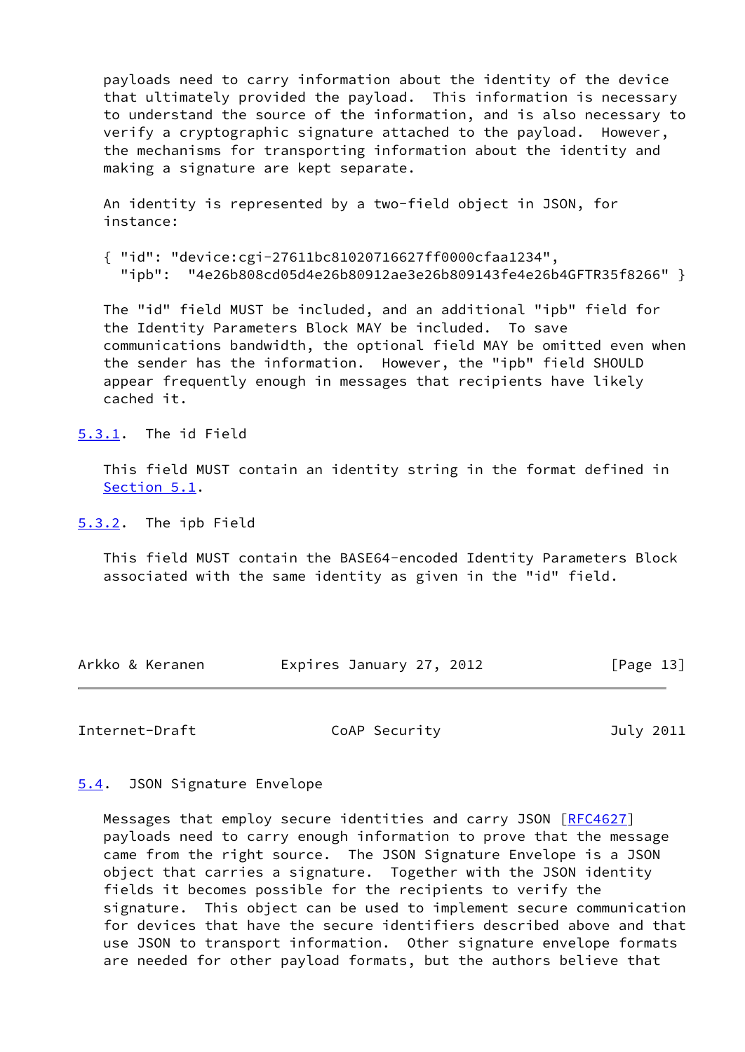payloads need to carry information about the identity of the device that ultimately provided the payload. This information is necessary to understand the source of the information, and is also necessary to verify a cryptographic signature attached to the payload. However, the mechanisms for transporting information about the identity and making a signature are kept separate.

An identity is represented by a two-field object in JSON, for instance:

```
{ "id": "device:cgi-27611bc81020716627ff0000cfaa1234",
  "ipb":  "4e26b808cd05d4e26b80912ae3e26b809143fe4e26b4GFTR35f8266" }
```

The "id" field MUST be included, and an additional "ipb" field for the Identity Parameters Block MAY be included. To save communications bandwidth, the optional field MAY be omitted even when the sender has the information. However, the "ipb" field SHOULD appear frequently enough in messages that recipients have likely cached it.

### 5.3.1. The id Field

This field MUST contain an identity string in the format defined in Section 5.1.

### 5.3.2. The ipb Field

This field MUST contain the BASE64-encoded Identity Parameters Block associated with the same identity as given in the "id" field.

## 5.4. JSON Signature Envelope

Messages that employ secure identities and carry JSON [RFC4627] payloads need to carry enough information to prove that the message came from the right source. The JSON Signature Envelope is a JSON object that carries a signature. Together with the JSON identity fields it becomes possible for the recipients to verify the signature. This object can be used to implement secure communication for devices that have the secure identifiers described above and that use JSON to transport information. Other signature envelope formats are needed for other payload formats, but the authors believe that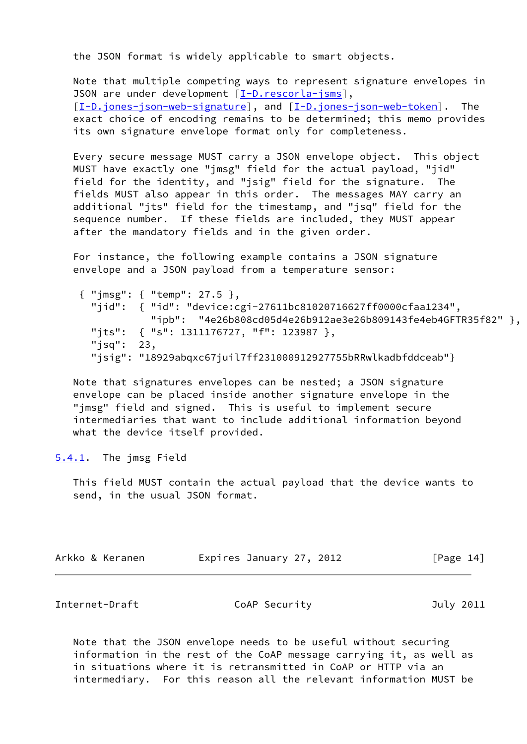the JSON format is widely applicable to smart objects.

Note that multiple competing ways to represent signature envelopes in JSON are under development [I-D.rescorla-jsms], [I-D.jones-json-web-signature], and [I-D.jones-json-web-token]. The exact choice of encoding remains to be determined; this memo provides its own signature envelope format only for completeness.

Every secure message MUST carry a JSON envelope object. This object MUST have exactly one "jmsg" field for the actual payload, "jid" field for the identity, and "jsig" field for the signature. The fields MUST also appear in this order. The messages MAY carry an additional "jts" field for the timestamp, and "jsq" field for the sequence number. If these fields are included, they MUST appear after the mandatory fields and in the given order.

For instance, the following example contains a JSON signature envelope and a JSON payload from a temperature sensor:

```
 { "jmsg": { "temp": 27.5 },
   "jid":  { "id": "device:cgi-27611bc81020716627ff0000cfaa1234",
             "ipb":  "4e26b808cd05d4e26b912ae3e26b809143fe4eb4GFTR35f82" },
   "jts":  { "s": 1311176727, "f": 123987 },
   "jsq":  23,
   "jsig": "18929abqxc67juil7ff231000912927755bRRwlkadbfddceab"}
```

Note that signatures envelopes can be nested; a JSON signature envelope can be placed inside another signature envelope in the "jmsg" field and signed. This is useful to implement secure intermediaries that want to include additional information beyond what the device itself provided.

### 5.4.1. The jmsg Field

This field MUST contain the actual payload that the device wants to send, in the usual JSON format.

Note that the JSON envelope needs to be useful without securing information in the rest of the CoAP message carrying it, as well as in situations where it is retransmitted in CoAP or HTTP via an intermediary. For this reason all the relevant information MUST be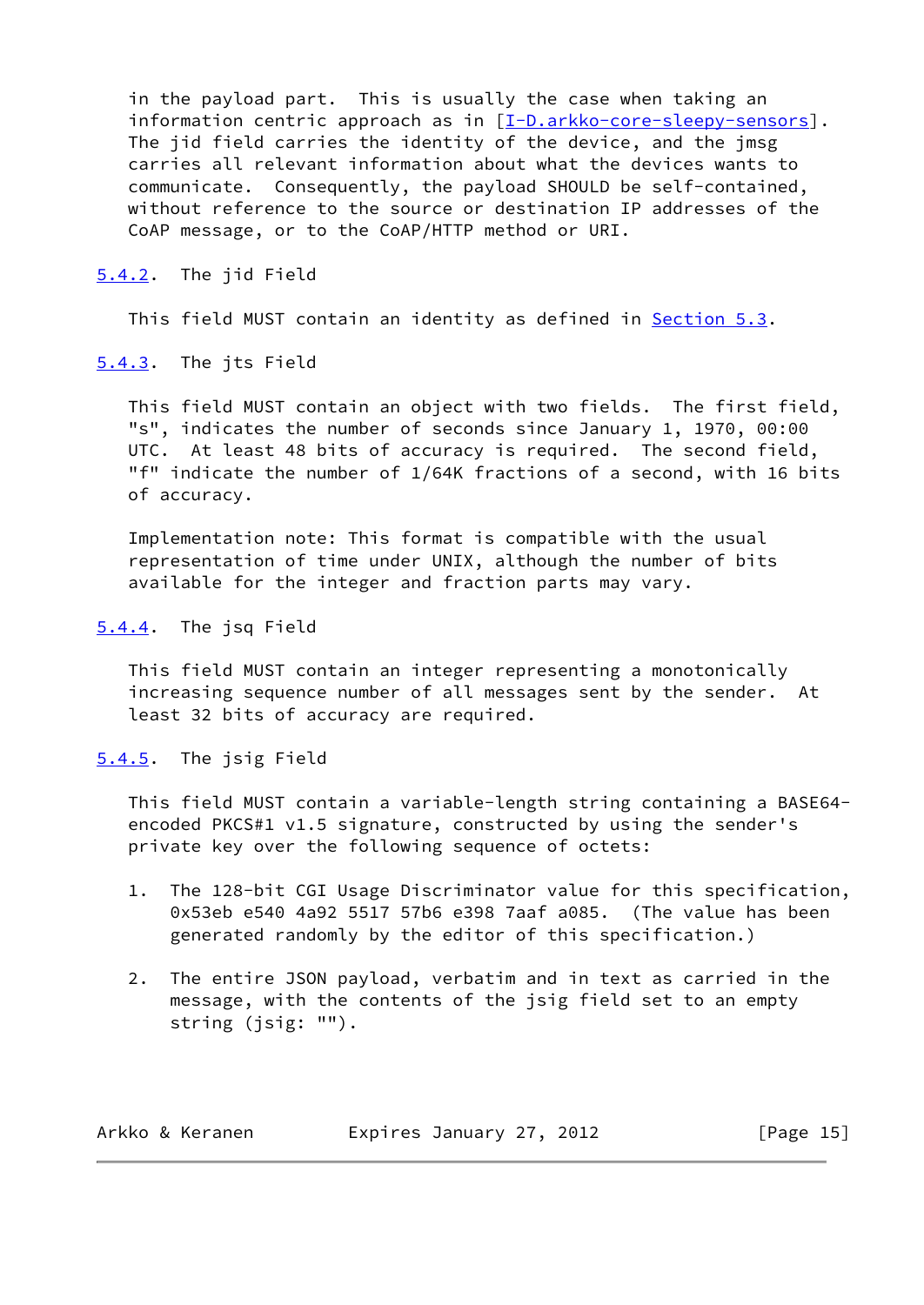in the payload part. This is usually the case when taking an information centric approach as in [I-D.arkko-core-sleepy-sensors]. The jid field carries the identity of the device, and the jmsg carries all relevant information about what the devices wants to communicate. Consequently, the payload SHOULD be self-contained, without reference to the source or destination IP addresses of the CoAP message, or to the CoAP/HTTP method or URI.

### 5.4.2. The jid Field

This field MUST contain an identity as defined in Section 5.3.

### 5.4.3. The jts Field

This field MUST contain an object with two fields. The first field, "s", indicates the number of seconds since January 1, 1970, 00:00 UTC. At least 48 bits of accuracy is required. The second field, "f" indicate the number of 1/64K fractions of a second, with 16 bits of accuracy.

Implementation note: This format is compatible with the usual representation of time under UNIX, although the number of bits available for the integer and fraction parts may vary.

### 5.4.4. The jsq Field

This field MUST contain an integer representing a monotonically increasing sequence number of all messages sent by the sender. At least 32 bits of accuracy are required.

### 5.4.5. The jsig Field

This field MUST contain a variable-length string containing a BASE64-encoded PKCS#1 v1.5 signature, constructed by using the sender's private key over the following sequence of octets:

1. The 128-bit CGI Usage Discriminator value for this specification, 0x53eb e540 4a92 5517 57b6 e398 7aaf a085. (The value has been generated randomly by the editor of this specification.)

2. The entire JSON payload, verbatim and in text as carried in the message, with the contents of the jsig field set to an empty string (jsig: "").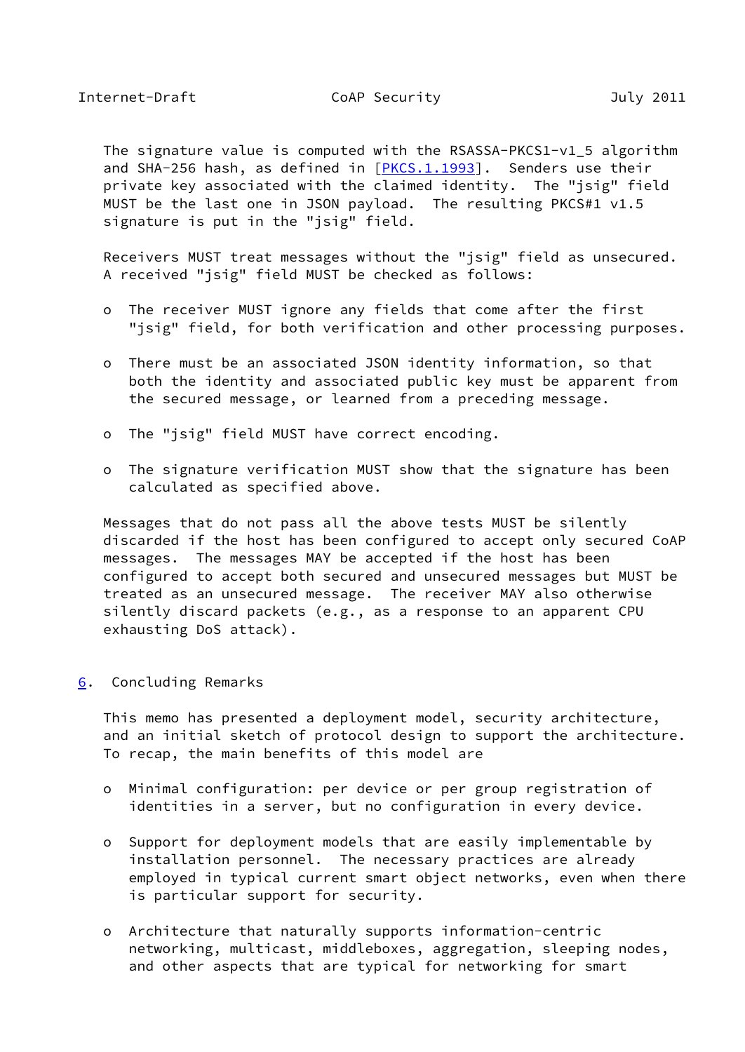The signature value is computed with the RSASSA-PKCS1-v1_5 algorithm and SHA-256 hash, as defined in [PKCS.1.1993]. Senders use their private key associated with the claimed identity. The "jsig" field MUST be the last one in JSON payload. The resulting PKCS#1 v1.5 signature is put in the "jsig" field.

Receivers MUST treat messages without the "jsig" field as unsecured. A received "jsig" field MUST be checked as follows:

- The receiver MUST ignore any fields that come after the first "jsig" field, for both verification and other processing purposes.

- There must be an associated JSON identity information, so that both the identity and associated public key must be apparent from the secured message, or learned from a preceding message.

- The "jsig" field MUST have correct encoding.

- The signature verification MUST show that the signature has been calculated as specified above.

Messages that do not pass all the above tests MUST be silently discarded if the host has been configured to accept only secured CoAP messages. The messages MAY be accepted if the host has been configured to accept both secured and unsecured messages but MUST be treated as an unsecured message. The receiver MAY also otherwise silently discard packets (e.g., as a response to an apparent CPU exhausting DoS attack).

## 6. Concluding Remarks

This memo has presented a deployment model, security architecture, and an initial sketch of protocol design to support the architecture. To recap, the main benefits of this model are

- Minimal configuration: per device or per group registration of identities in a server, but no configuration in every device.

- Support for deployment models that are easily implementable by installation personnel. The necessary practices are already employed in typical current smart object networks, even when there is particular support for security.

- Architecture that naturally supports information-centric networking, multicast, middleboxes, aggregation, sleeping nodes, and other aspects that are typical for networking for smart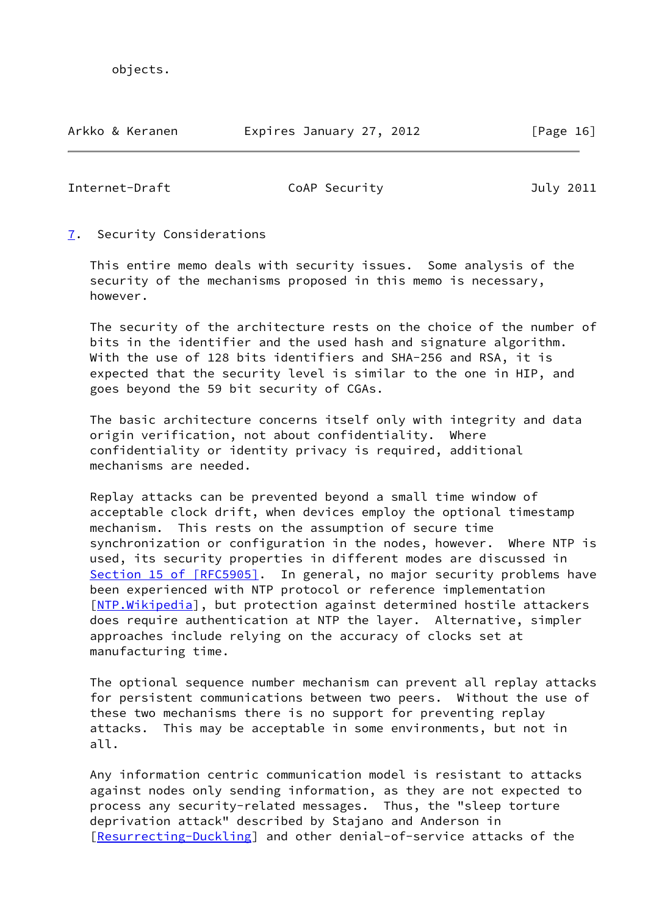objects.

## 7. Security Considerations

This entire memo deals with security issues. Some analysis of the security of the mechanisms proposed in this memo is necessary, however.

The security of the architecture rests on the choice of the number of bits in the identifier and the used hash and signature algorithm. With the use of 128 bits identifiers and SHA-256 and RSA, it is expected that the security level is similar to the one in HIP, and goes beyond the 59 bit security of CGAs.

The basic architecture concerns itself only with integrity and data origin verification, not about confidentiality. Where confidentiality or identity privacy is required, additional mechanisms are needed.

Replay attacks can be prevented beyond a small time window of acceptable clock drift, when devices employ the optional timestamp mechanism. This rests on the assumption of secure time synchronization or configuration in the nodes, however. Where NTP is used, its security properties in different modes are discussed in Section 15 of [RFC5905]. In general, no major security problems have been experienced with NTP protocol or reference implementation [NTP.Wikipedia], but protection against determined hostile attackers does require authentication at NTP the layer. Alternative, simpler approaches include relying on the accuracy of clocks set at manufacturing time.

The optional sequence number mechanism can prevent all replay attacks for persistent communications between two peers. Without the use of these two mechanisms there is no support for preventing replay attacks. This may be acceptable in some environments, but not in all.

Any information centric communication model is resistant to attacks against nodes only sending information, as they are not expected to process any security-related messages. Thus, the "sleep torture deprivation attack" described by Stajano and Anderson in [Resurrecting-Duckling] and other denial-of-service attacks of the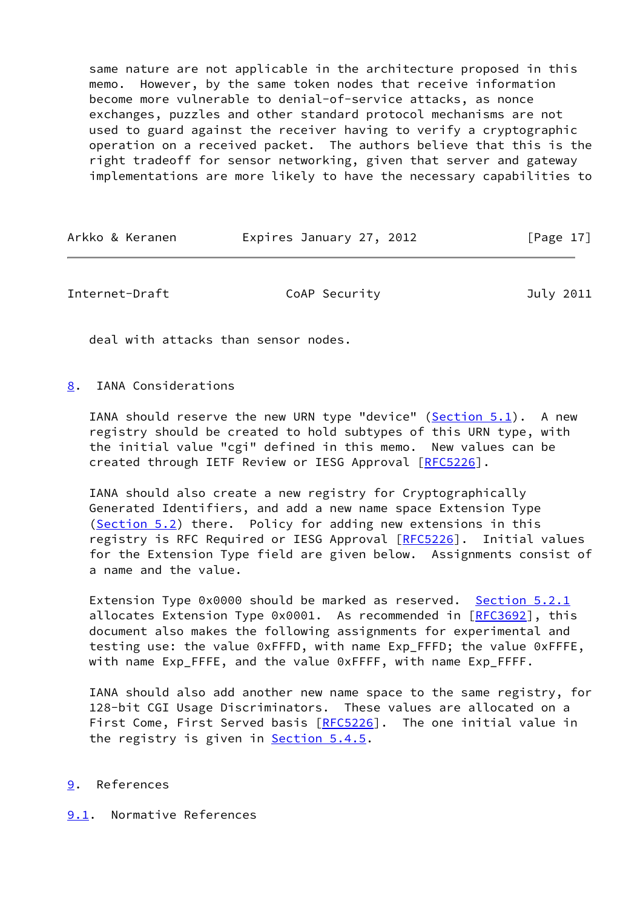same nature are not applicable in the architecture proposed in this memo. However, by the same token nodes that receive information become more vulnerable to denial-of-service attacks, as nonce exchanges, puzzles and other standard protocol mechanisms are not used to guard against the receiver having to verify a cryptographic operation on a received packet. The authors believe that this is the right tradeoff for sensor networking, given that server and gateway implementations are more likely to have the necessary capabilities to deal with attacks than sensor nodes.

## 8. IANA Considerations

IANA should reserve the new URN type "device" (Section 5.1). A new registry should be created to hold subtypes of this URN type, with the initial value "cgi" defined in this memo. New values can be created through IETF Review or IESG Approval [RFC5226].

IANA should also create a new registry for Cryptographically Generated Identifiers, and add a new name space Extension Type (Section 5.2) there. Policy for adding new extensions in this registry is RFC Required or IESG Approval [RFC5226]. Initial values for the Extension Type field are given below. Assignments consist of a name and the value.

Extension Type 0x0000 should be marked as reserved. Section 5.2.1 allocates Extension Type 0x0001. As recommended in [RFC3692], this document also makes the following assignments for experimental and testing use: the value 0xFFFD, with name Exp_FFFD; the value 0xFFFE, with name Exp_FFFE, and the value 0xFFFF, with name Exp_FFFF.

IANA should also add another new name space to the same registry, for 128-bit CGI Usage Discriminators. These values are allocated on a First Come, First Served basis [RFC5226]. The one initial value in the registry is given in Section 5.4.5.

## 9. References

### 9.1. Normative References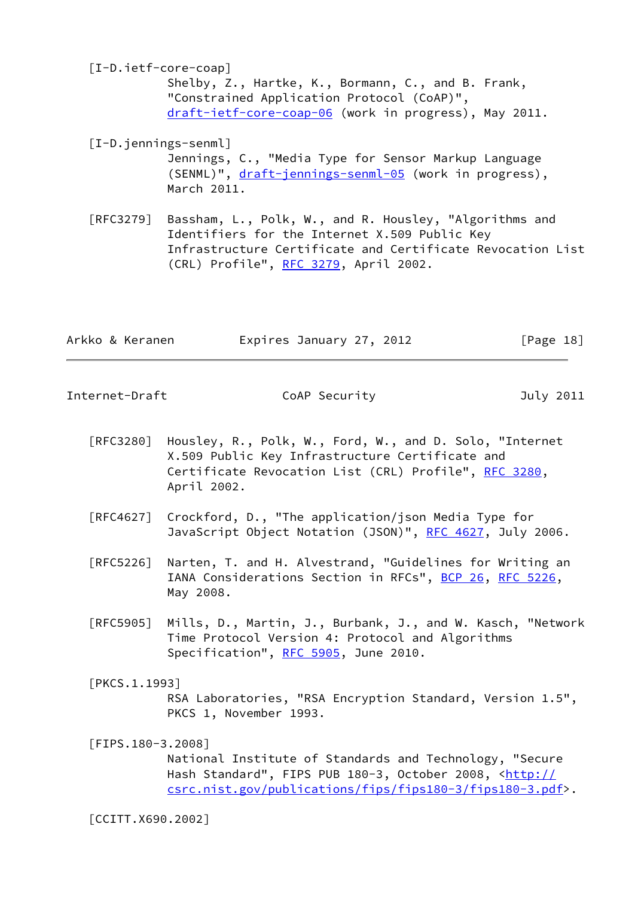[I-D.ietf-core-coap]
Shelby, Z., Hartke, K., Bormann, C., and B. Frank, "Constrained Application Protocol (CoAP)", draft-ietf-core-coap-06 (work in progress), May 2011.

[I-D.jennings-senml]
Jennings, C., "Media Type for Sensor Markup Language (SENML)", draft-jennings-senml-05 (work in progress), March 2011.

[RFC3279] Bassham, L., Polk, W., and R. Housley, "Algorithms and Identifiers for the Internet X.509 Public Key Infrastructure Certificate and Certificate Revocation List (CRL) Profile", RFC 3279, April 2002.

[RFC3280] Housley, R., Polk, W., Ford, W., and D. Solo, "Internet X.509 Public Key Infrastructure Certificate and Certificate Revocation List (CRL) Profile", RFC 3280, April 2002.

[RFC4627] Crockford, D., "The application/json Media Type for JavaScript Object Notation (JSON)", RFC 4627, July 2006.

[RFC5226] Narten, T. and H. Alvestrand, "Guidelines for Writing an IANA Considerations Section in RFCs", BCP 26, RFC 5226, May 2008.

[RFC5905] Mills, D., Martin, J., Burbank, J., and W. Kasch, "Network Time Protocol Version 4: Protocol and Algorithms Specification", RFC 5905, June 2010.

[PKCS.1.1993]
RSA Laboratories, "RSA Encryption Standard, Version 1.5", PKCS 1, November 1993.

[FIPS.180-3.2008]
National Institute of Standards and Technology, "Secure Hash Standard", FIPS PUB 180-3, October 2008, <http://csrc.nist.gov/publications/fips/fips180-3/fips180-3.pdf>.

[CCITT.X690.2002]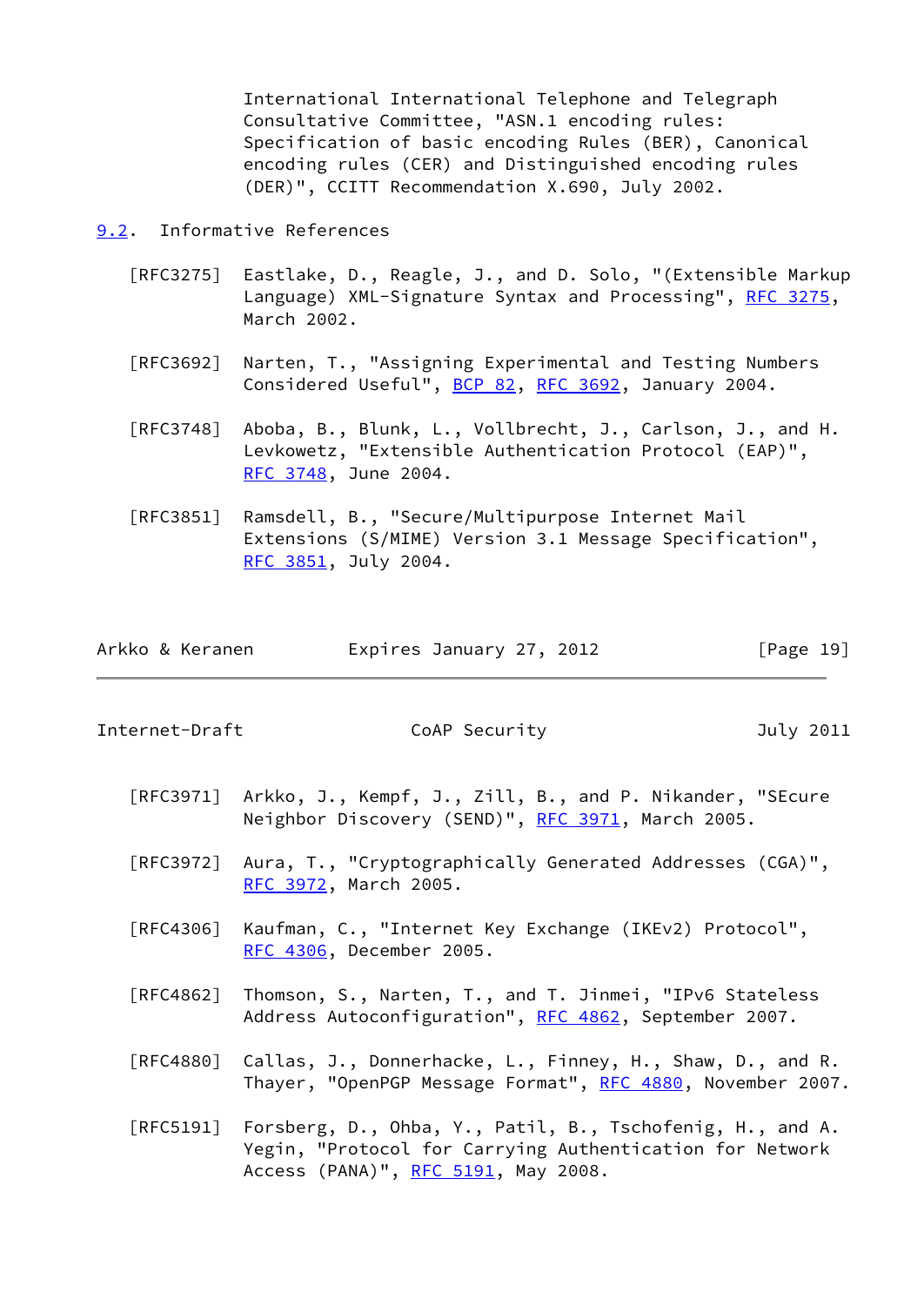International International Telephone and Telegraph Consultative Committee, "ASN.1 encoding rules: Specification of basic encoding Rules (BER), Canonical encoding rules (CER) and Distinguished encoding rules (DER)", CCITT Recommendation X.690, July 2002.

## 9.2. Informative References

[RFC3275] Eastlake, D., Reagle, J., and D. Solo, "(Extensible Markup Language) XML-Signature Syntax and Processing", RFC 3275, March 2002.

[RFC3692] Narten, T., "Assigning Experimental and Testing Numbers Considered Useful", BCP 82, RFC 3692, January 2004.

[RFC3748] Aboba, B., Blunk, L., Vollbrecht, J., Carlson, J., and H. Levkowetz, "Extensible Authentication Protocol (EAP)", RFC 3748, June 2004.

[RFC3851] Ramsdell, B., "Secure/Multipurpose Internet Mail Extensions (S/MIME) Version 3.1 Message Specification", RFC 3851, July 2004.

[RFC3971] Arkko, J., Kempf, J., Zill, B., and P. Nikander, "SEcure Neighbor Discovery (SEND)", RFC 3971, March 2005.

[RFC3972] Aura, T., "Cryptographically Generated Addresses (CGA)", RFC 3972, March 2005.

[RFC4306] Kaufman, C., "Internet Key Exchange (IKEv2) Protocol", RFC 4306, December 2005.

[RFC4862] Thomson, S., Narten, T., and T. Jinmei, "IPv6 Stateless Address Autoconfiguration", RFC 4862, September 2007.

[RFC4880] Callas, J., Donnerhacke, L., Finney, H., Shaw, D., and R. Thayer, "OpenPGP Message Format", RFC 4880, November 2007.

[RFC5191] Forsberg, D., Ohba, Y., Patil, B., Tschofenig, H., and A. Yegin, "Protocol for Carrying Authentication for Network Access (PANA)", RFC 5191, May 2008.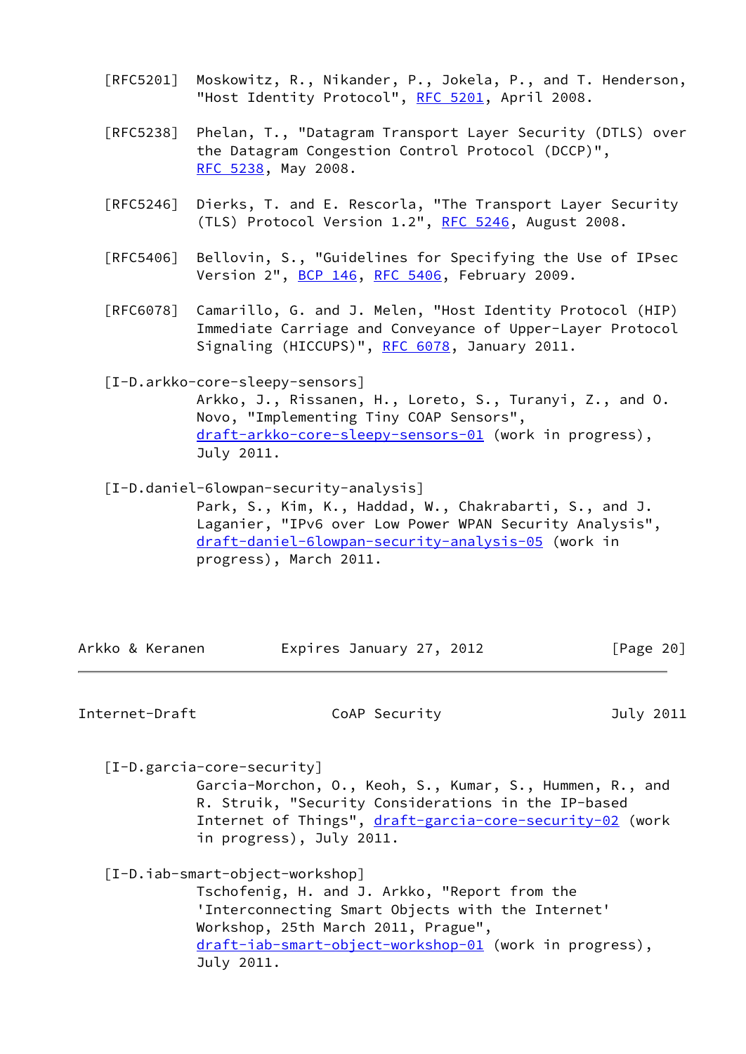[RFC5201] Moskowitz, R., Nikander, P., Jokela, P., and T. Henderson, "Host Identity Protocol", RFC 5201, April 2008.

[RFC5238] Phelan, T., "Datagram Transport Layer Security (DTLS) over the Datagram Congestion Control Protocol (DCCP)", RFC 5238, May 2008.

[RFC5246] Dierks, T. and E. Rescorla, "The Transport Layer Security (TLS) Protocol Version 1.2", RFC 5246, August 2008.

[RFC5406] Bellovin, S., "Guidelines for Specifying the Use of IPsec Version 2", BCP 146, RFC 5406, February 2009.

[RFC6078] Camarillo, G. and J. Melen, "Host Identity Protocol (HIP) Immediate Carriage and Conveyance of Upper-Layer Protocol Signaling (HICCUPS)", RFC 6078, January 2011.

[I-D.arkko-core-sleepy-sensors]
Arkko, J., Rissanen, H., Loreto, S., Turanyi, Z., and O. Novo, "Implementing Tiny COAP Sensors", draft-arkko-core-sleepy-sensors-01 (work in progress), July 2011.

[I-D.daniel-6lowpan-security-analysis]
Park, S., Kim, K., Haddad, W., Chakrabarti, S., and J. Laganier, "IPv6 over Low Power WPAN Security Analysis", draft-daniel-6lowpan-security-analysis-05 (work in progress), March 2011.

[I-D.garcia-core-security]
Garcia-Morchon, O., Keoh, S., Kumar, S., Hummen, R., and R. Struik, "Security Considerations in the IP-based Internet of Things", draft-garcia-core-security-02 (work in progress), July 2011.

[I-D.iab-smart-object-workshop]
Tschofenig, H. and J. Arkko, "Report from the 'Interconnecting Smart Objects with the Internet' Workshop, 25th March 2011, Prague", draft-iab-smart-object-workshop-01 (work in progress), July 2011.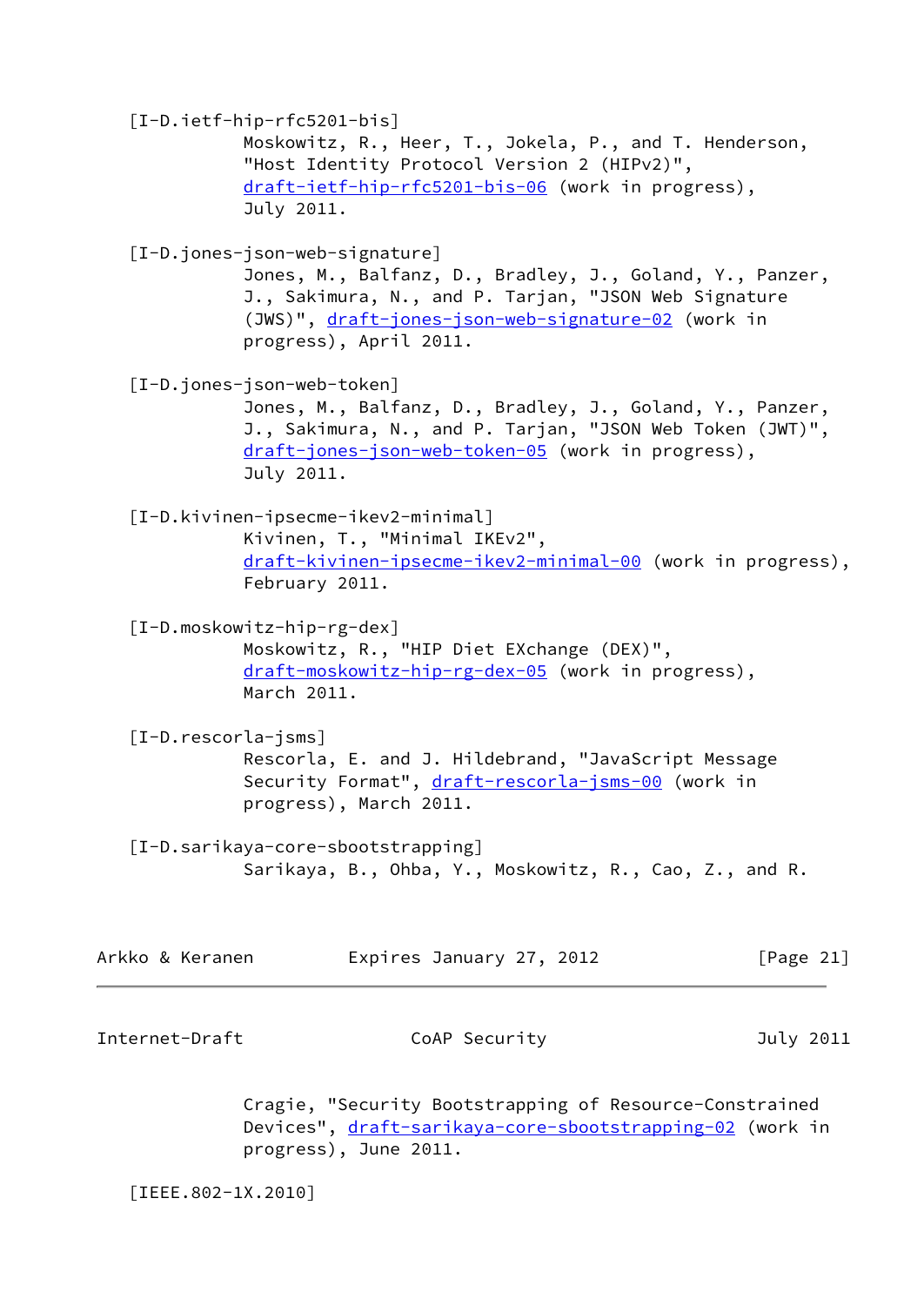[I-D.ietf-hip-rfc5201-bis]
Moskowitz, R., Heer, T., Jokela, P., and T. Henderson, "Host Identity Protocol Version 2 (HIPv2)", draft-ietf-hip-rfc5201-bis-06 (work in progress), July 2011.

[I-D.jones-json-web-signature]
Jones, M., Balfanz, D., Bradley, J., Goland, Y., Panzer, J., Sakimura, N., and P. Tarjan, "JSON Web Signature (JWS)", draft-jones-json-web-signature-02 (work in progress), April 2011.

[I-D.jones-json-web-token]
Jones, M., Balfanz, D., Bradley, J., Goland, Y., Panzer, J., Sakimura, N., and P. Tarjan, "JSON Web Token (JWT)", draft-jones-json-web-token-05 (work in progress), July 2011.

[I-D.kivinen-ipsecme-ikev2-minimal]
Kivinen, T., "Minimal IKEv2", draft-kivinen-ipsecme-ikev2-minimal-00 (work in progress), February 2011.

[I-D.moskowitz-hip-rg-dex]
Moskowitz, R., "HIP Diet EXchange (DEX)", draft-moskowitz-hip-rg-dex-05 (work in progress), March 2011.

[I-D.rescorla-jsms]
Rescorla, E. and J. Hildebrand, "JavaScript Message Security Format", draft-rescorla-jsms-00 (work in progress), March 2011.

[I-D.sarikaya-core-sbootstrapping]
Sarikaya, B., Ohba, Y., Moskowitz, R., Cao, Z., and R. Cragie, "Security Bootstrapping of Resource-Constrained Devices", draft-sarikaya-core-sbootstrapping-02 (work in progress), June 2011.

[IEEE.802-1X.2010]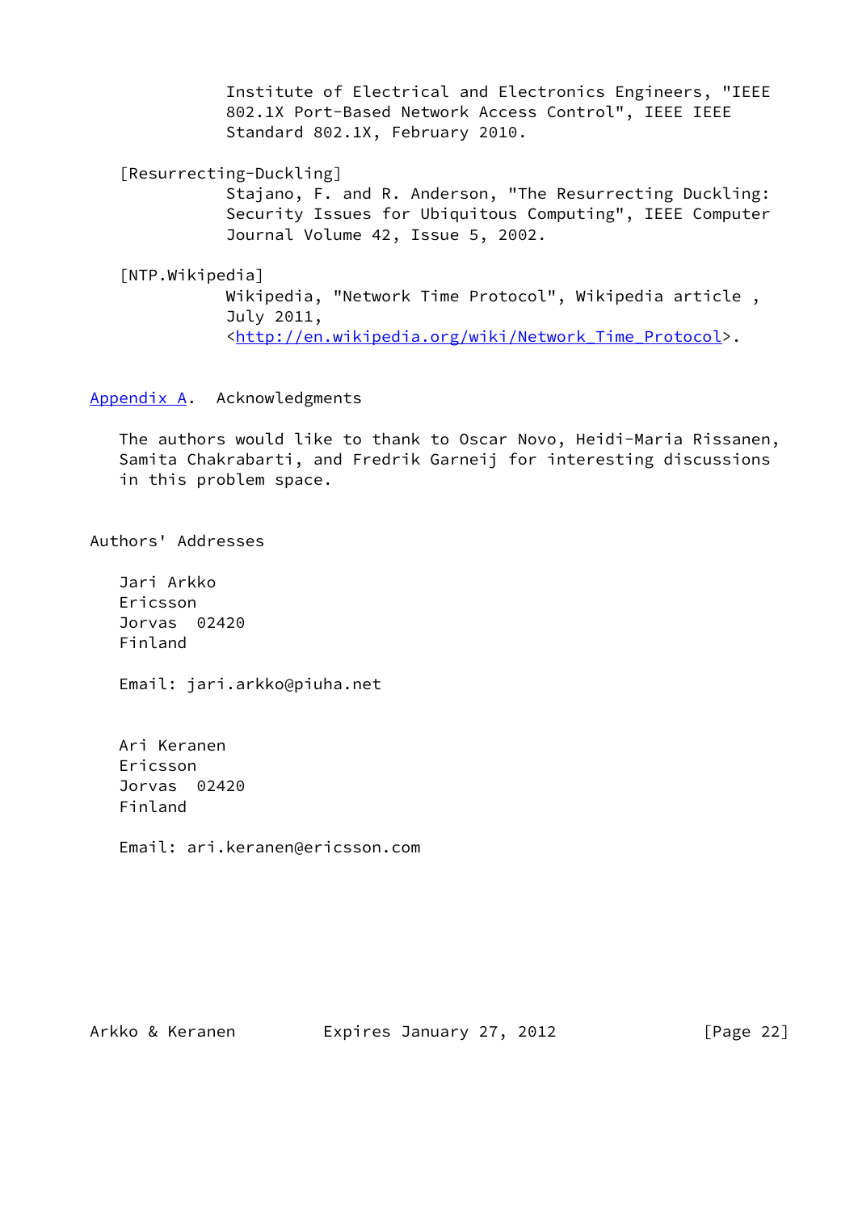Institute of Electrical and Electronics Engineers, "IEEE 802.1X Port-Based Network Access Control", IEEE IEEE Standard 802.1X, February 2010.

[Resurrecting-Duckling]
Stajano, F. and R. Anderson, "The Resurrecting Duckling: Security Issues for Ubiquitous Computing", IEEE Computer Journal Volume 42, Issue 5, 2002.

[NTP.Wikipedia]
Wikipedia, "Network Time Protocol", Wikipedia article , July 2011, <http://en.wikipedia.org/wiki/Network_Time_Protocol>.

## Appendix A. Acknowledgments

The authors would like to thank to Oscar Novo, Heidi-Maria Rissanen, Samita Chakrabarti, and Fredrik Garneij for interesting discussions in this problem space.

## Authors' Addresses

Jari Arkko
Ericsson
Jorvas 02420
Finland

Email: jari.arkko@piuha.net

Ari Keranen
Ericsson
Jorvas 02420
Finland

Email: ari.keranen@ericsson.com